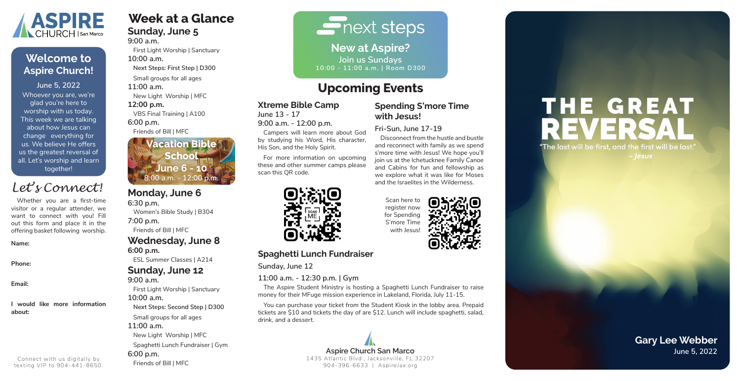ASPIRE CHURCH | San Marco

## Welcome to Aspire Church!

June 5, 2022

Whoever you are, we're glad you're here to worship with us today. This week we are talking about how Jesus can change everything for us. We believe He offers us the greatest reversal of all. Let's worship and learn together!

## *Let's Connect!*

Whether you are a first-time visitor or a regular attender, we want to connect with you! Fill out this form and place it in the offering basket following worship.

**Name:**

**Phone:**

**Email:**

**I would like more information about:**

Connect with us digitally by texting VIP to 904-441-8650.

## Week at a Glance

### Sunday, June 5

**9:00 a.m.**
First Light Worship | Sanctuary

**10:00 a.m.**
**Next Steps: First Step | D300**
Small groups for all ages

**11:00 a.m.**
New Light Worship | MFC

**12:00 p.m.**
VBS Final Training | A100

**6:00 p.m.**
Friends of Bill | MFC

**Vacation Bible School**
**June 6 - 10**
8:00 a.m. - 12:00 p.m.

### Monday, June 6

**6:30 p.m.**
Women's Bible Study | B304

**7:00 p.m.**
Friends of Bill | MFC

### Wednesday, June 8

**6:00 p.m.**
ESL Summer Classes | A214

### Sunday, June 12

**9:00 a.m.**
First Light Worship | Sanctuary

**10:00 a.m.**
**Next Steps: Second Step | D300**
Small groups for all ages

**11:00 a.m.**
New Light Worship | MFC
Spaghetti Lunch Fundraiser | Gym

**6:00 p.m.**
Friends of Bill | MFC

## next steps

**New at Aspire?**
**Join us Sundays**
**10:00 - 11:00 a.m. | Room D300**

## Upcoming Events

### Xtreme Bible Camp

**June 13 - 17**
**9:00 a.m. - 12:00 p.m.**

Campers will learn more about God by studying his Word, His character, His Son, and the Holy Spirit.

For more information on upcoming these and other summer camps please scan this QR code.

### Spending S'more Time with Jesus!

**Fri-Sun, June 17-19**

Disconnect from the hustle and bustle and reconnect with family as we spend s'more time with Jesus! We hope you'll join us at the Ichetucknee Family Canoe and Cabins for fun and fellowship as we explore what it was like for Moses and the Israelites in the Wilderness.

Scan here to register now for Spending S'more Time with Jesus!

### Spaghetti Lunch Fundraiser

**Sunday, June 12**

**11:00 a.m. - 12:30 p.m. | Gym**

The Aspire Student Ministry is hosting a Spaghetti Lunch Fundraiser to raise money for their MFuge mission experience in Lakeland, Florida, July 11-15.

You can purchase your ticket from the Student Kiosk in the lobby area. Prepaid tickets are $10 and tickets the day of are $12. Lunch will include spaghetti, salad, drink, and a dessert.

**Aspire Church San Marco**
1435 Atlantic Blvd., Jacksonville, FL 32207
904-396-6633 | AspireJax.org

# THE GREAT REVERSAL

**"The last will be first, and the first will be last."**
***- Jesus***

**Gary Lee Webber**
**June 5, 2022**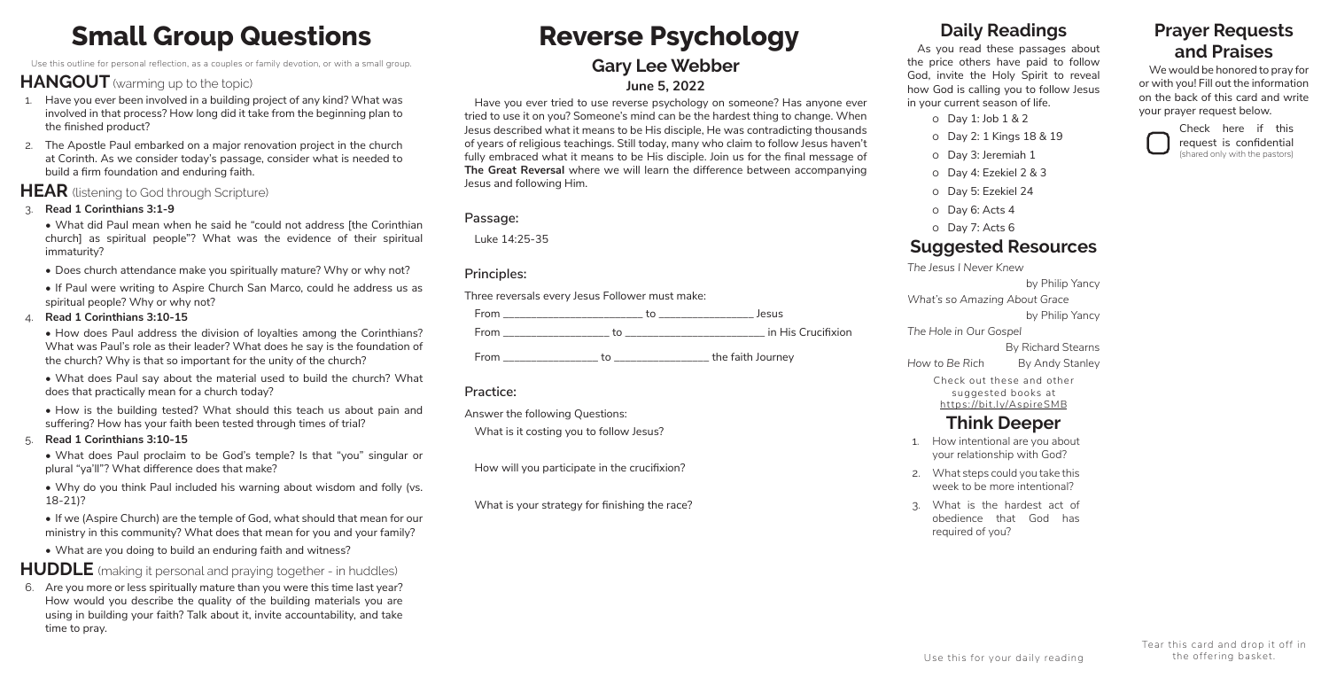# Small Group Questions

Use this outline for personal reflection, as a couples or family devotion, or with a small group.

## HANGOUT (warming up to the topic)

1. Have you ever been involved in a building project of any kind? What was involved in that process? How long did it take from the beginning plan to the finished product?
2. The Apostle Paul embarked on a major renovation project in the church at Corinth. As we consider today's passage, consider what is needed to build a firm foundation and enduring faith.

## HEAR (listening to God through Scripture)

3. **Read 1 Corinthians 3:1-9**
   - What did Paul mean when he said he "could not address [the Corinthian church] as spiritual people"? What was the evidence of their spiritual immaturity?
   - Does church attendance make you spiritually mature? Why or why not?
   - If Paul were writing to Aspire Church San Marco, could he address us as spiritual people? Why or why not?
4. **Read 1 Corinthians 3:10-15**
   - How does Paul address the division of loyalties among the Corinthians? What was Paul's role as their leader? What does he say is the foundation of the church? Why is that so important for the unity of the church?
   - What does Paul say about the material used to build the church? What does that practically mean for a church today?
   - How is the building tested? What should this teach us about pain and suffering? How has your faith been tested through times of trial?
5. **Read 1 Corinthians 3:10-15**
   - What does Paul proclaim to be God's temple? Is that "you" singular or plural "ya'll"? What difference does that make?
   - Why do you think Paul included his warning about wisdom and folly (vs. 18-21)?
   - If we (Aspire Church) are the temple of God, what should that mean for our ministry in this community? What does that mean for you and your family?
   - What are you doing to build an enduring faith and witness?

## HUDDLE (making it personal and praying together - in huddles)

6. Are you more or less spiritually mature than you were this time last year? How would you describe the quality of the building materials you are using in building your faith? Talk about it, invite accountability, and take time to pray.

# Reverse Psychology

## Gary Lee Webber

### June 5, 2022

Have you ever tried to use reverse psychology on someone? Has anyone ever tried to use it on you? Someone's mind can be the hardest thing to change. When Jesus described what it means to be His disciple, He was contradicting thousands of years of religious teachings. Still today, many who claim to follow Jesus haven't fully embraced what it means to be His disciple. Join us for the final message of **The Great Reversal** where we will learn the difference between accompanying Jesus and following Him.

### Passage:

Luke 14:25-35

### Principles:

Three reversals every Jesus Follower must make:

From ________________________ to ________________ Jesus

From __________________ to ________________________ in His Crucifixion

From ________________ to ________________ the faith Journey

### Practice:

Answer the following Questions:

What is it costing you to follow Jesus?

How will you participate in the crucifixion?

What is your strategy for finishing the race?

# Daily Readings

As you read these passages about the price others have paid to follow God, invite the Holy Spirit to reveal how God is calling you to follow Jesus in your current season of life.

- o Day 1: Job 1 & 2
- o Day 2: 1 Kings 18 & 19
- o Day 3: Jeremiah 1
- o Day 4: Ezekiel 2 & 3
- o Day 5: Ezekiel 24
- o Day 6: Acts 4
- o Day 7: Acts 6

# Suggested Resources

*The Jesus I Never Knew* by Philip Yancy

*What's so Amazing About Grace* by Philip Yancy

*The Hole in Our Gospel* By Richard Stearns

*How to Be Rich* By Andy Stanley

Check out these and other suggested books at https://bit.ly/AspireSMB

# Think Deeper

1. How intentional are you about your relationship with God?
2. What steps could you take this week to be more intentional?
3. What is the hardest act of obedience that God has required of you?

Use this for your daily reading

# Prayer Requests and Praises

We would be honored to pray for or with you! Fill out the information on the back of this card and write your prayer request below.

☐ Check here if this request is confidential (shared only with the pastors)

Tear this card and drop it off in the offering basket.